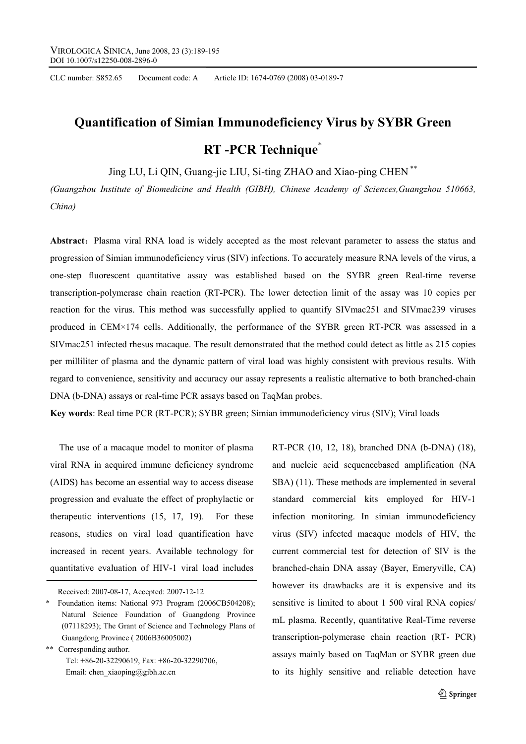CLC number: S852.65 Document code: A Article ID: 1674-0769 (2008) 03-0189-7

# Quantification of Simian Immunodeficiency Virus by SYBR Green RT -PCR Technique*

Jing LU, Li QIN, Guang-jie LIU, Si-ting ZHAO and Xiao-ping CHEN **

*(Guangzhou Institute of Biomedicine and Health (GIBH), Chinese Academy of Sciences,Guangzhou 510663, China)*

**Abstract**：Plasma viral RNA load is widely accepted as the most relevant parameter to assess the status and progression of Simian immunodeficiency virus (SIV) infections. To accurately measure RNA levels of the virus, a one-step fluorescent quantitative assay was established based on the SYBR green Real-time reverse transcription-polymerase chain reaction (RT-PCR). The lower detection limit of the assay was 10 copies per reaction for the virus. This method was successfully applied to quantify SIVmac251 and SIVmac239 viruses produced in CEM×174 cells. Additionally, the performance of the SYBR green RT-PCR was assessed in a SIVmac251 infected rhesus macaque. The result demonstrated that the method could detect as little as 215 copies per milliliter of plasma and the dynamic pattern of viral load was highly consistent with previous results. With regard to convenience, sensitivity and accuracy our assay represents a realistic alternative to both branched-chain DNA (b-DNA) assays or real-time PCR assays based on TaqMan probes.

**Key words**: Real time PCR (RT-PCR); SYBR green; Simian immunodeficiency virus (SIV); Viral loads

The use of a macaque model to monitor of plasma viral RNA in acquired immune deficiency syndrome (AIDS) has become an essential way to access disease progression and evaluate the effect of prophylactic or therapeutic interventions (15, 17, 19). For these reasons, studies on viral load quantification have increased in recent years. Available technology for quantitative evaluation of HIV-1 viral load includes RT-PCR (10, 12, 18), branched DNA (b-DNA) (18), and nucleic acid sequencebased amplification (NA SBA) (11). These methods are implemented in several standard commercial kits employed for HIV-1 infection monitoring. In simian immunodeficiency virus (SIV) infected macaque models of HIV, the current commercial test for detection of SIV is the branched-chain DNA assay (Bayer, Emeryville, CA) however its drawbacks are it is expensive and its sensitive is limited to about 1 500 viral RNA copies/ mL plasma. Recently, quantitative Real-Time reverse transcription-polymerase chain reaction (RT- PCR) assays mainly based on TaqMan or SYBR green due to its highly sensitive and reliable detection have

---

Received: 2007-08-17, Accepted: 2007-12-12

\* Foundation items: National 973 Program (2006CB504208); Natural Science Foundation of Guangdong Province (07118293); The Grant of Science and Technology Plans of Guangdong Province ( 2006B36005002)

\*\* Corresponding author.
Tel: +86-20-32290619, Fax: +86-20-32290706,
Email: chen_xiaoping@gibh.ac.cn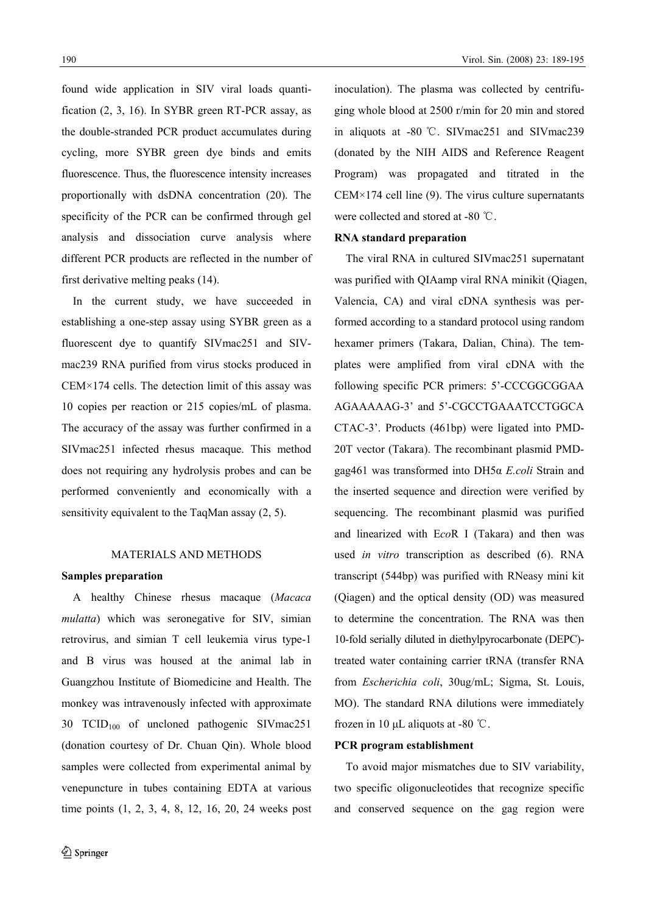found wide application in SIV viral loads quantification (2, 3, 16). In SYBR green RT-PCR assay, as the double-stranded PCR product accumulates during cycling, more SYBR green dye binds and emits fluorescence. Thus, the fluorescence intensity increases proportionally with dsDNA concentration (20). The specificity of the PCR can be confirmed through gel analysis and dissociation curve analysis where different PCR products are reflected in the number of first derivative melting peaks (14).

In the current study, we have succeeded in establishing a one-step assay using SYBR green as a fluorescent dye to quantify SIVmac251 and SIVmac239 RNA purified from virus stocks produced in CEM×174 cells. The detection limit of this assay was 10 copies per reaction or 215 copies/mL of plasma. The accuracy of the assay was further confirmed in a SIVmac251 infected rhesus macaque. This method does not requiring any hydrolysis probes and can be performed conveniently and economically with a sensitivity equivalent to the TaqMan assay (2, 5).

## MATERIALS AND METHODS

### Samples preparation

A healthy Chinese rhesus macaque (*Macaca mulatta*) which was seronegative for SIV, simian retrovirus, and simian T cell leukemia virus type-1 and B virus was housed at the animal lab in Guangzhou Institute of Biomedicine and Health. The monkey was intravenously infected with approximate 30 $TCID_{100}$ of uncloned pathogenic SIVmac251 (donation courtesy of Dr. Chuan Qin). Whole blood samples were collected from experimental animal by venepuncture in tubes containing EDTA at various time points (1, 2, 3, 4, 8, 12, 16, 20, 24 weeks post inoculation). The plasma was collected by centrifuging whole blood at 2500 r/min for 20 min and stored in aliquots at -80 ℃. SIVmac251 and SIVmac239 (donated by the NIH AIDS and Reference Reagent Program) was propagated and titrated in the CEM×174 cell line (9). The virus culture supernatants were collected and stored at -80 ℃.

### RNA standard preparation

The viral RNA in cultured SIVmac251 supernatant was purified with QIAamp viral RNA minikit (Qiagen, Valencia, CA) and viral cDNA synthesis was performed according to a standard protocol using random hexamer primers (Takara, Dalian, China). The templates were amplified from viral cDNA with the following specific PCR primers: 5'-CCCGGCGGAA AGAAAAAG-3' and 5'-CGCCTGAAATCCTGGCA CTAC-3'. Products (461bp) were ligated into PMD-20T vector (Takara). The recombinant plasmid PMD-gag461 was transformed into DH5α *E.coli* Strain and the inserted sequence and direction were verified by sequencing. The recombinant plasmid was purified and linearized with E*co*R I (Takara) and then was used *in vitro* transcription as described (6). RNA transcript (544bp) was purified with RNeasy mini kit (Qiagen) and the optical density (OD) was measured to determine the concentration. The RNA was then 10-fold serially diluted in diethylpyrocarbonate (DEPC)-treated water containing carrier tRNA (transfer RNA from *Escherichia coli*, 30ug/mL; Sigma, St. Louis, MO). The standard RNA dilutions were immediately frozen in 10 μL aliquots at -80 ℃.

### PCR program establishment

To avoid major mismatches due to SIV variability, two specific oligonucleotides that recognize specific and conserved sequence on the gag region were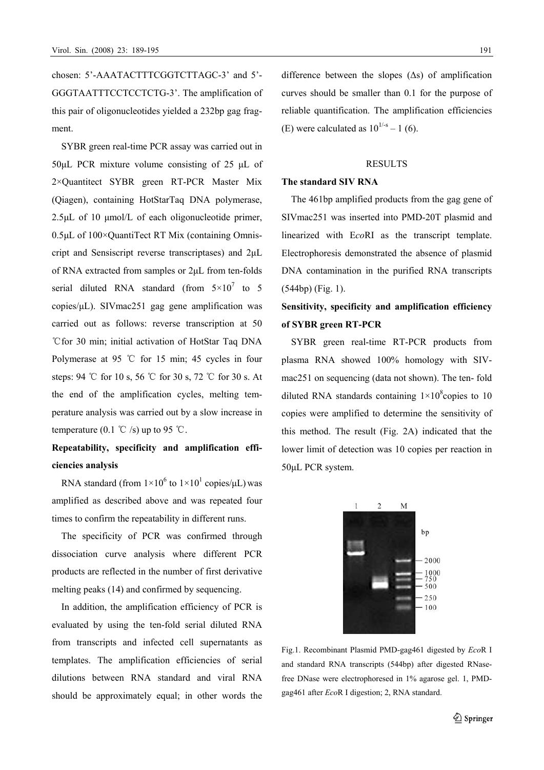chosen: 5'-AAATACTTTCGGTCTTAGC-3' and 5'-GGGTAATTTCCTCCTCTG-3'. The amplification of this pair of oligonucleotides yielded a 232bp gag fragment.

SYBR green real-time PCR assay was carried out in 50μL PCR mixture volume consisting of 25 μL of 2×Quantitect SYBR green RT-PCR Master Mix (Qiagen), containing HotStarTaq DNA polymerase, 2.5μL of 10 μmol/L of each oligonucleotide primer, 0.5μL of 100×QuantiTect RT Mix (containing Omniscript and Sensiscript reverse transcriptases) and 2μL of RNA extracted from samples or 2μL from ten-folds serial diluted RNA standard (from $5\times10^7$ to 5 copies/μL). SIVmac251 gag gene amplification was carried out as follows: reverse transcription at 50 ℃ for 30 min; initial activation of HotStar Taq DNA Polymerase at 95 ℃ for 15 min; 45 cycles in four steps: 94 ℃ for 10 s, 56 ℃ for 30 s, 72 ℃ for 30 s. At the end of the amplification cycles, melting temperature analysis was carried out by a slow increase in temperature (0.1 ℃ /s) up to 95 ℃.

**Repeatability, specificity and amplification efficiencies analysis**

RNA standard (from $1\times10^6$ to $1\times10^1$ copies/μL) was amplified as described above and was repeated four times to confirm the repeatability in different runs.

The specificity of PCR was confirmed through dissociation curve analysis where different PCR products are reflected in the number of first derivative melting peaks (14) and confirmed by sequencing.

In addition, the amplification efficiency of PCR is evaluated by using the ten-fold serial diluted RNA from transcripts and infected cell supernatants as templates. The amplification efficiencies of serial dilutions between RNA standard and viral RNA should be approximately equal; in other words the difference between the slopes (Δs) of amplification curves should be smaller than 0.1 for the purpose of reliable quantification. The amplification efficiencies (E) were calculated as $10^{1/-s} - 1$ (6).

## RESULTS

**The standard SIV RNA**

The 461bp amplified products from the gag gene of SIVmac251 was inserted into PMD-20T plasmid and linearized with E*co*RI as the transcript template. Electrophoresis demonstrated the absence of plasmid DNA contamination in the purified RNA transcripts (544bp) (Fig. 1).

**Sensitivity, specificity and amplification efficiency of SYBR green RT-PCR**

SYBR green real-time RT-PCR products from plasma RNA showed 100% homology with SIVmac251 on sequencing (data not shown). The ten- fold diluted RNA standards containing $1\times10^8$ copies to 10 copies were amplified to determine the sensitivity of this method. The result (Fig. 2A) indicated that the lower limit of detection was 10 copies per reaction in 50μL PCR system.

Fig.1. Recombinant Plasmid PMD-gag461 digested by *Eco*R I and standard RNA transcripts (544bp) after digested RNase-free DNase were electrophoresed in 1% agarose gel. 1, PMD-gag461 after *Eco*R I digestion; 2, RNA standard.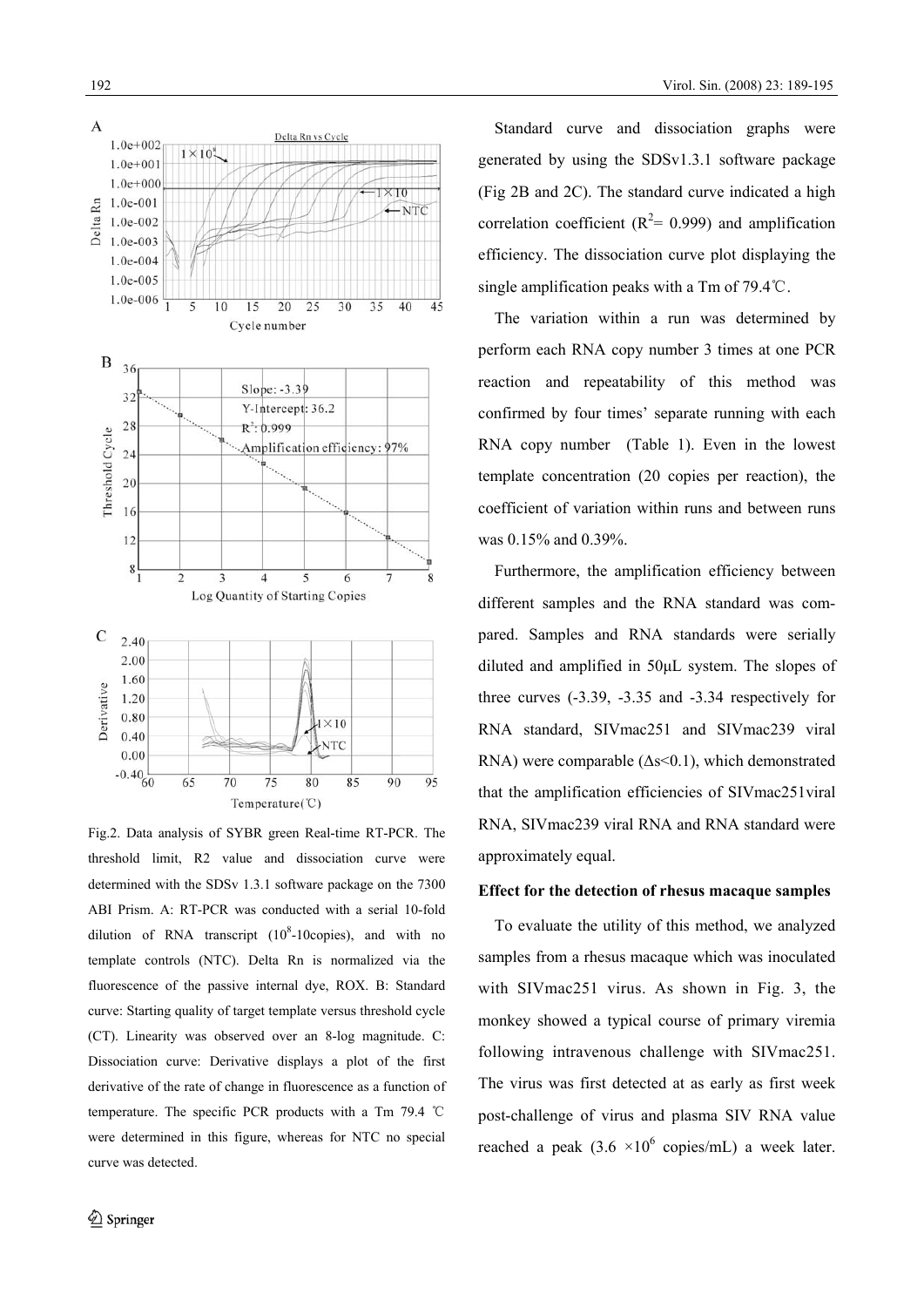Fig.2. Data analysis of SYBR green Real-time RT-PCR. The threshold limit, R2 value and dissociation curve were determined with the SDSv 1.3.1 software package on the 7300 ABI Prism. A: RT-PCR was conducted with a serial 10-fold dilution of RNA transcript ($10^8$-10copies), and with no template controls (NTC). Delta Rn is normalized via the fluorescence of the passive internal dye, ROX. B: Standard curve: Starting quality of target template versus threshold cycle (CT). Linearity was observed over an 8-log magnitude. C: Dissociation curve: Derivative displays a plot of the first derivative of the rate of change in fluorescence as a function of temperature. The specific PCR products with a Tm 79.4 ℃ were determined in this figure, whereas for NTC no special curve was detected.

Standard curve and dissociation graphs were generated by using the SDSv1.3.1 software package (Fig 2B and 2C). The standard curve indicated a high correlation coefficient ($R^2$= 0.999) and amplification efficiency. The dissociation curve plot displaying the single amplification peaks with a Tm of 79.4℃.

The variation within a run was determined by perform each RNA copy number 3 times at one PCR reaction and repeatability of this method was confirmed by four times' separate running with each RNA copy number (Table 1). Even in the lowest template concentration (20 copies per reaction), the coefficient of variation within runs and between runs was 0.15% and 0.39%.

Furthermore, the amplification efficiency between different samples and the RNA standard was compared. Samples and RNA standards were serially diluted and amplified in 50μL system. The slopes of three curves (-3.39, -3.35 and -3.34 respectively for RNA standard, SIVmac251 and SIVmac239 viral RNA) were comparable ($\Delta s<0.1$), which demonstrated that the amplification efficiencies of SIVmac251viral RNA, SIVmac239 viral RNA and RNA standard were approximately equal.

### Effect for the detection of rhesus macaque samples

To evaluate the utility of this method, we analyzed samples from a rhesus macaque which was inoculated with SIVmac251 virus. As shown in Fig. 3, the monkey showed a typical course of primary viremia following intravenous challenge with SIVmac251. The virus was first detected at as early as first week post-challenge of virus and plasma SIV RNA value reached a peak ($3.6 \times 10^6$ copies/mL) a week later.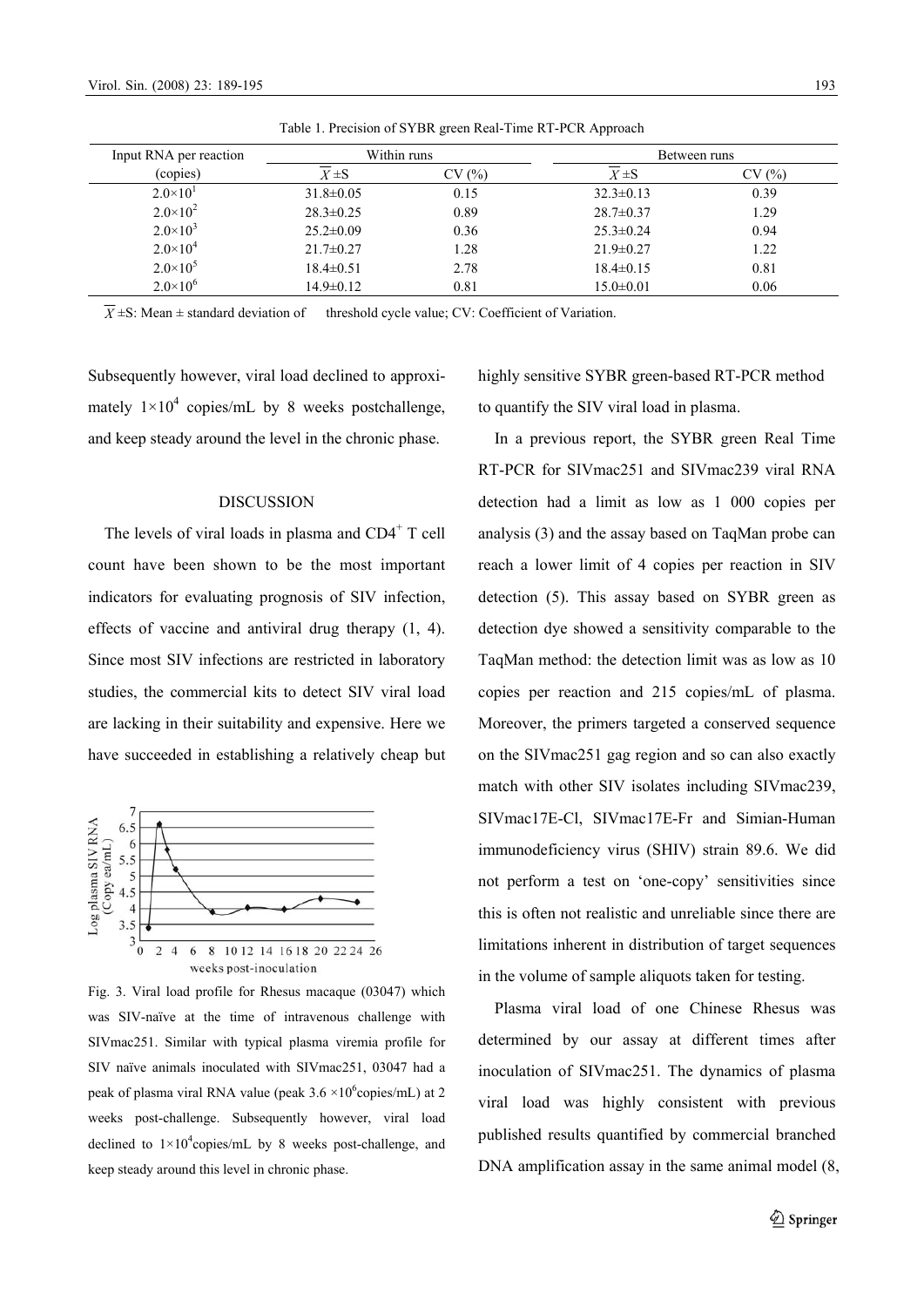Table 1. Precision of SYBR green Real-Time RT-PCR Approach

| Input RNA per reaction (copies) | Within runs | | Between runs | |
|---|---|---|---|---|
| | $\overline{X}\pm$S | CV (%) | $\overline{X}\pm$S | CV (%) |
| $2.0\times10^1$ | 31.8±0.05 | 0.15 | 32.3±0.13 | 0.39 |
| $2.0\times10^2$ | 28.3±0.25 | 0.89 | 28.7±0.37 | 1.29 |
| $2.0\times10^3$ | 25.2±0.09 | 0.36 | 25.3±0.24 | 0.94 |
| $2.0\times10^4$ | 21.7±0.27 | 1.28 | 21.9±0.27 | 1.22 |
| $2.0\times10^5$ | 18.4±0.51 | 2.78 | 18.4±0.15 | 0.81 |
| $2.0\times10^6$ | 14.9±0.12 | 0.81 | 15.0±0.01 | 0.06 |

$\overline{X}\pm$S: Mean ± standard deviation of threshold cycle value; CV: Coefficient of Variation.

Subsequently however, viral load declined to approximately $1\times10^4$ copies/mL by 8 weeks postchallenge, and keep steady around the level in the chronic phase.

## DISCUSSION

The levels of viral loads in plasma and $CD4^+$ T cell count have been shown to be the most important indicators for evaluating prognosis of SIV infection, effects of vaccine and antiviral drug therapy (1, 4). Since most SIV infections are restricted in laboratory studies, the commercial kits to detect SIV viral load are lacking in their suitability and expensive. Here we have succeeded in establishing a relatively cheap but highly sensitive SYBR green-based RT-PCR method to quantify the SIV viral load in plasma.

Fig. 3. Viral load profile for Rhesus macaque (03047) which was SIV-naïve at the time of intravenous challenge with SIVmac251. Similar with typical plasma viremia profile for SIV naïve animals inoculated with SIVmac251, 03047 had a peak of plasma viral RNA value (peak $3.6\times10^6$copies/mL) at 2 weeks post-challenge. Subsequently however, viral load declined to $1\times10^4$copies/mL by 8 weeks post-challenge, and keep steady around this level in chronic phase.

In a previous report, the SYBR green Real Time RT-PCR for SIVmac251 and SIVmac239 viral RNA detection had a limit as low as 1 000 copies per analysis (3) and the assay based on TaqMan probe can reach a lower limit of 4 copies per reaction in SIV detection (5). This assay based on SYBR green as detection dye showed a sensitivity comparable to the TaqMan method: the detection limit was as low as 10 copies per reaction and 215 copies/mL of plasma. Moreover, the primers targeted a conserved sequence on the SIVmac251 gag region and so can also exactly match with other SIV isolates including SIVmac239, SIVmac17E-Cl, SIVmac17E-Fr and Simian-Human immunodeficiency virus (SHIV) strain 89.6. We did not perform a test on 'one-copy' sensitivities since this is often not realistic and unreliable since there are limitations inherent in distribution of target sequences in the volume of sample aliquots taken for testing.

Plasma viral load of one Chinese Rhesus was determined by our assay at different times after inoculation of SIVmac251. The dynamics of plasma viral load was highly consistent with previous published results quantified by commercial branched DNA amplification assay in the same animal model (8,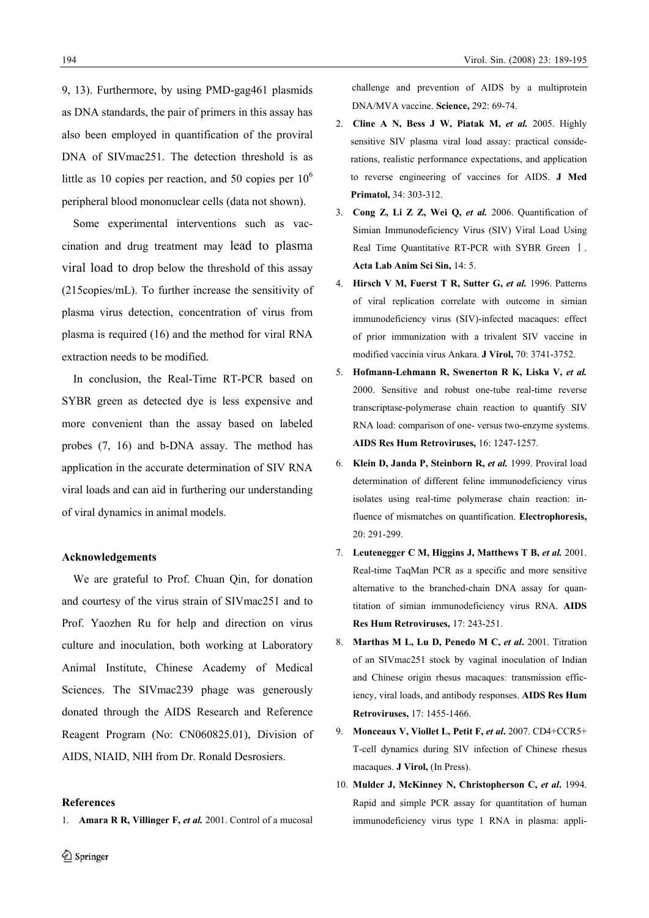9, 13). Furthermore, by using PMD-gag461 plasmids as DNA standards, the pair of primers in this assay has also been employed in quantification of the proviral DNA of SIVmac251. The detection threshold is as little as 10 copies per reaction, and 50 copies per $10^6$ peripheral blood mononuclear cells (data not shown).

Some experimental interventions such as vaccination and drug treatment may lead to plasma viral load to drop below the threshold of this assay (215copies/mL). To further increase the sensitivity of plasma virus detection, concentration of virus from plasma is required (16) and the method for viral RNA extraction needs to be modified.

In conclusion, the Real-Time RT-PCR based on SYBR green as detected dye is less expensive and more convenient than the assay based on labeled probes (7, 16) and b-DNA assay. The method has application in the accurate determination of SIV RNA viral loads and can aid in furthering our understanding of viral dynamics in animal models.

#### Acknowledgements

We are grateful to Prof. Chuan Qin, for donation and courtesy of the virus strain of SIVmac251 and to Prof. Yaozhen Ru for help and direction on virus culture and inoculation, both working at Laboratory Animal Institute, Chinese Academy of Medical Sciences. The SIVmac239 phage was generously donated through the AIDS Research and Reference Reagent Program (No: CN060825.01), Division of AIDS, NIAID, NIH from Dr. Ronald Desrosiers.

#### References

1. **Amara R R, Villinger F, *et al.*** 2001. Control of a mucosal challenge and prevention of AIDS by a multiprotein DNA/MVA vaccine. **Science,** 292: 69-74.
2. **Cline A N, Bess J W, Piatak M, *et al.*** 2005. Highly sensitive SIV plasma viral load assay: practical considerations, realistic performance expectations, and application to reverse engineering of vaccines for AIDS. **J Med Primatol,** 34: 303-312.
3. **Cong Z, Li Z Z, Wei Q, *et al.*** 2006. Quantification of Simian Immunodeficiency Virus (SIV) Viral Load Using Real Time Quantitative RT-PCR with SYBR Green Ⅰ. **Acta Lab Anim Sci Sin,** 14: 5.
4. **Hirsch V M, Fuerst T R, Sutter G, *et al.*** 1996. Patterns of viral replication correlate with outcome in simian immunodeficiency virus (SIV)-infected macaques: effect of prior immunization with a trivalent SIV vaccine in modified vaccinia virus Ankara. **J Virol,** 70: 3741-3752.
5. **Hofmann-Lehmann R, Swenerton R K, Liska V, *et al.*** 2000. Sensitive and robust one-tube real-time reverse transcriptase-polymerase chain reaction to quantify SIV RNA load: comparison of one- versus two-enzyme systems. **AIDS Res Hum Retroviruses,** 16: 1247-1257.
6. **Klein D, Janda P, Steinborn R, *et al.*** 1999. Proviral load determination of different feline immunodeficiency virus isolates using real-time polymerase chain reaction: influence of mismatches on quantification. **Electrophoresis,** 20: 291-299.
7. **Leutenegger C M, Higgins J, Matthews T B, *et al.*** 2001. Real-time TaqMan PCR as a specific and more sensitive alternative to the branched-chain DNA assay for quantitation of simian immunodeficiency virus RNA. **AIDS Res Hum Retroviruses,** 17: 243-251.
8. **Marthas M L, Lu D, Penedo M C, *et al*.** 2001. Titration of an SIVmac251 stock by vaginal inoculation of Indian and Chinese origin rhesus macaques: transmission efficiency, viral loads, and antibody responses. **AIDS Res Hum Retroviruses,** 17: 1455-1466.
9. **Monceaux V, Viollet L, Petit F, *et al*.** 2007. CD4+CCR5+ T-cell dynamics during SIV infection of Chinese rhesus macaques. **J Virol,** (In Press).
10. **Mulder J, McKinney N, Christopherson C, *et al*.** 1994. Rapid and simple PCR assay for quantitation of human immunodeficiency virus type 1 RNA in plasma: appli-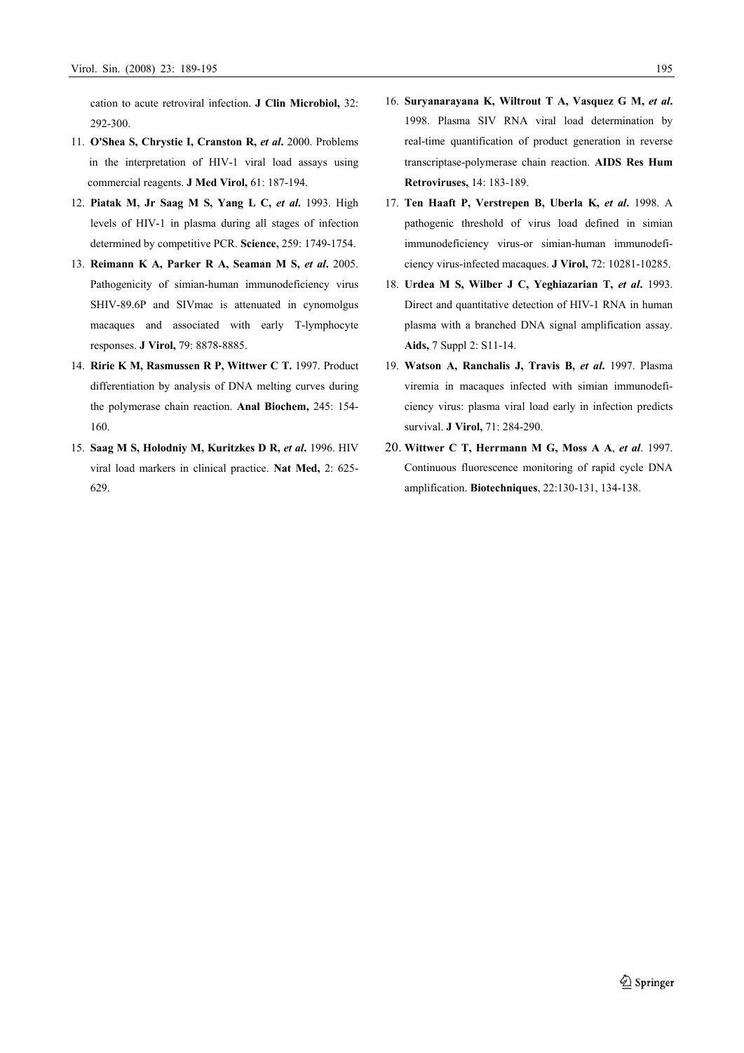cation to acute retroviral infection. **J Clin Microbiol,** 32: 292-300.

11. **O'Shea S, Chrystie I, Cranston R, *et al*.** 2000. Problems in the interpretation of HIV-1 viral load assays using commercial reagents. **J Med Virol,** 61: 187-194.
12. **Piatak M, Jr Saag M S, Yang L C, *et al*.** 1993. High levels of HIV-1 in plasma during all stages of infection determined by competitive PCR. **Science,** 259: 1749-1754.
13. **Reimann K A, Parker R A, Seaman M S, *et al*.** 2005. Pathogenicity of simian-human immunodeficiency virus SHIV-89.6P and SIVmac is attenuated in cynomolgus macaques and associated with early T-lymphocyte responses. **J Virol,** 79: 8878-8885.
14. **Ririe K M, Rasmussen R P, Wittwer C T.** 1997. Product differentiation by analysis of DNA melting curves during the polymerase chain reaction. **Anal Biochem,** 245: 154-160.
15. **Saag M S, Holodniy M, Kuritzkes D R, *et al*.** 1996. HIV viral load markers in clinical practice. **Nat Med,** 2: 625-629.
16. **Suryanarayana K, Wiltrout T A, Vasquez G M, *et al*.** 1998. Plasma SIV RNA viral load determination by real-time quantification of product generation in reverse transcriptase-polymerase chain reaction. **AIDS Res Hum Retroviruses,** 14: 183-189.
17. **Ten Haaft P, Verstrepen B, Uberla K, *et al*.** 1998. A pathogenic threshold of virus load defined in simian immunodeficiency virus-or simian-human immunodeficiency virus-infected macaques. **J Virol,** 72: 10281-10285.
18. **Urdea M S, Wilber J C, Yeghiazarian T, *et al*.** 1993. Direct and quantitative detection of HIV-1 RNA in human plasma with a branched DNA signal amplification assay. **Aids,** 7 Suppl 2: S11-14.
19. **Watson A, Ranchalis J, Travis B, *et al*.** 1997. Plasma viremia in macaques infected with simian immunodeficiency virus: plasma viral load early in infection predicts survival. **J Virol,** 71: 284-290.
20. **Wittwer C T, Herrmann M G, Moss A A**, ***et al***. 1997. Continuous fluorescence monitoring of rapid cycle DNA amplification. **Biotechniques**, 22:130-131, 134-138.